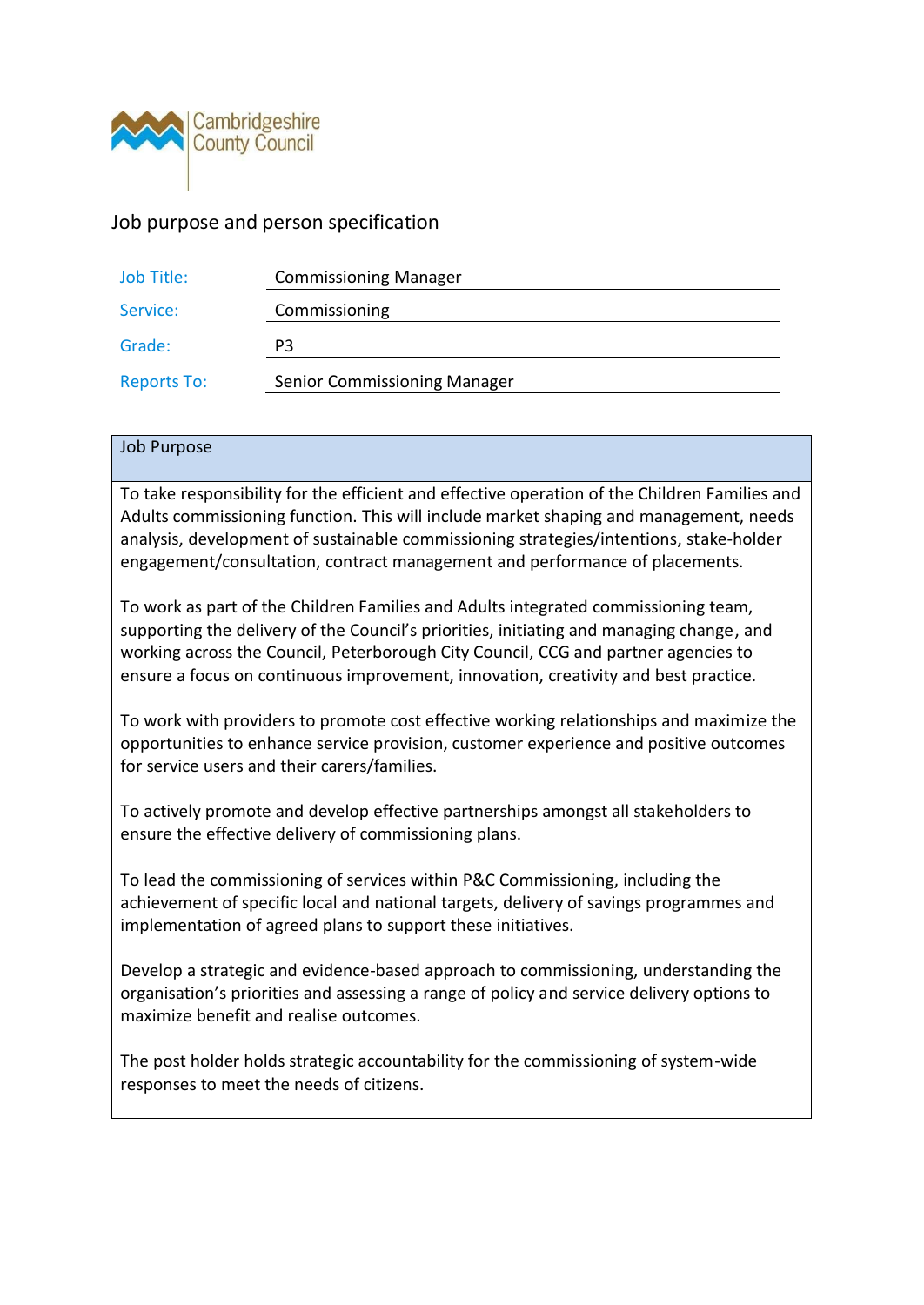Cambridgeshire County Council

# Job purpose and person specification

| | |
|---|---|
| Job Title: | Commissioning Manager |
| Service: | Commissioning |
| Grade: | P3 |
| Reports To: | Senior Commissioning Manager |

## Job Purpose

To take responsibility for the efficient and effective operation of the Children Families and Adults commissioning function. This will include market shaping and management, needs analysis, development of sustainable commissioning strategies/intentions, stake-holder engagement/consultation, contract management and performance of placements.

To work as part of the Children Families and Adults integrated commissioning team, supporting the delivery of the Council's priorities, initiating and managing change, and working across the Council, Peterborough City Council, CCG and partner agencies to ensure a focus on continuous improvement, innovation, creativity and best practice.

To work with providers to promote cost effective working relationships and maximize the opportunities to enhance service provision, customer experience and positive outcomes for service users and their carers/families.

To actively promote and develop effective partnerships amongst all stakeholders to ensure the effective delivery of commissioning plans.

To lead the commissioning of services within P&C Commissioning, including the achievement of specific local and national targets, delivery of savings programmes and implementation of agreed plans to support these initiatives.

Develop a strategic and evidence-based approach to commissioning, understanding the organisation's priorities and assessing a range of policy and service delivery options to maximize benefit and realise outcomes.

The post holder holds strategic accountability for the commissioning of system-wide responses to meet the needs of citizens.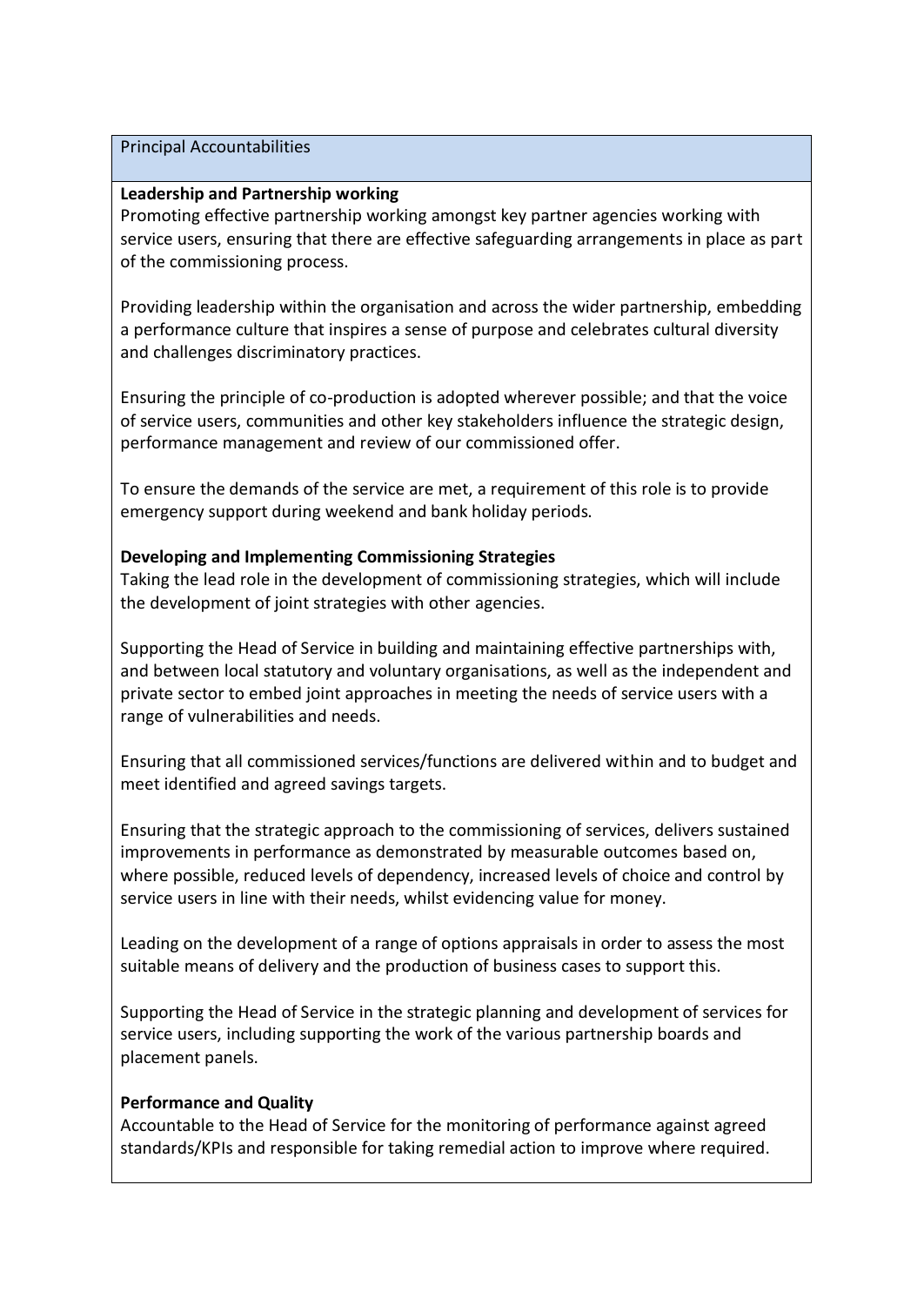Principal Accountabilities

**Leadership and Partnership working**

Promoting effective partnership working amongst key partner agencies working with service users, ensuring that there are effective safeguarding arrangements in place as part of the commissioning process.

Providing leadership within the organisation and across the wider partnership, embedding a performance culture that inspires a sense of purpose and celebrates cultural diversity and challenges discriminatory practices.

Ensuring the principle of co-production is adopted wherever possible; and that the voice of service users, communities and other key stakeholders influence the strategic design, performance management and review of our commissioned offer.

To ensure the demands of the service are met, a requirement of this role is to provide emergency support during weekend and bank holiday periods.

**Developing and Implementing Commissioning Strategies**

Taking the lead role in the development of commissioning strategies, which will include the development of joint strategies with other agencies.

Supporting the Head of Service in building and maintaining effective partnerships with, and between local statutory and voluntary organisations, as well as the independent and private sector to embed joint approaches in meeting the needs of service users with a range of vulnerabilities and needs.

Ensuring that all commissioned services/functions are delivered within and to budget and meet identified and agreed savings targets.

Ensuring that the strategic approach to the commissioning of services, delivers sustained improvements in performance as demonstrated by measurable outcomes based on, where possible, reduced levels of dependency, increased levels of choice and control by service users in line with their needs, whilst evidencing value for money.

Leading on the development of a range of options appraisals in order to assess the most suitable means of delivery and the production of business cases to support this.

Supporting the Head of Service in the strategic planning and development of services for service users, including supporting the work of the various partnership boards and placement panels.

**Performance and Quality**

Accountable to the Head of Service for the monitoring of performance against agreed standards/KPIs and responsible for taking remedial action to improve where required.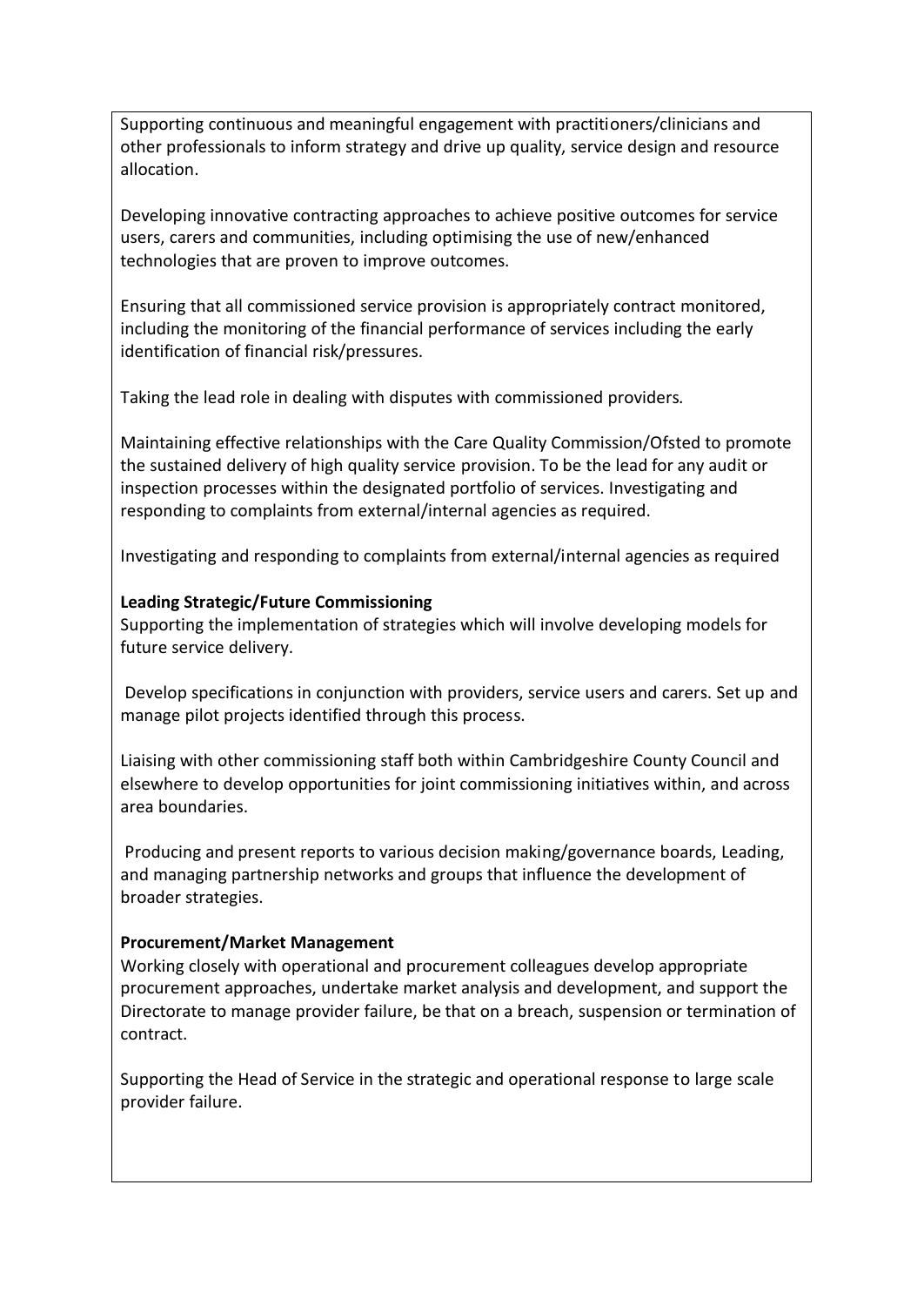Supporting continuous and meaningful engagement with practitioners/clinicians and other professionals to inform strategy and drive up quality, service design and resource allocation.

Developing innovative contracting approaches to achieve positive outcomes for service users, carers and communities, including optimising the use of new/enhanced technologies that are proven to improve outcomes.

Ensuring that all commissioned service provision is appropriately contract monitored, including the monitoring of the financial performance of services including the early identification of financial risk/pressures.

Taking the lead role in dealing with disputes with commissioned providers.

Maintaining effective relationships with the Care Quality Commission/Ofsted to promote the sustained delivery of high quality service provision. To be the lead for any audit or inspection processes within the designated portfolio of services. Investigating and responding to complaints from external/internal agencies as required.

Investigating and responding to complaints from external/internal agencies as required

**Leading Strategic/Future Commissioning**

Supporting the implementation of strategies which will involve developing models for future service delivery.

Develop specifications in conjunction with providers, service users and carers. Set up and manage pilot projects identified through this process.

Liaising with other commissioning staff both within Cambridgeshire County Council and elsewhere to develop opportunities for joint commissioning initiatives within, and across area boundaries.

Producing and present reports to various decision making/governance boards, Leading, and managing partnership networks and groups that influence the development of broader strategies.

**Procurement/Market Management**

Working closely with operational and procurement colleagues develop appropriate procurement approaches, undertake market analysis and development, and support the Directorate to manage provider failure, be that on a breach, suspension or termination of contract.

Supporting the Head of Service in the strategic and operational response to large scale provider failure.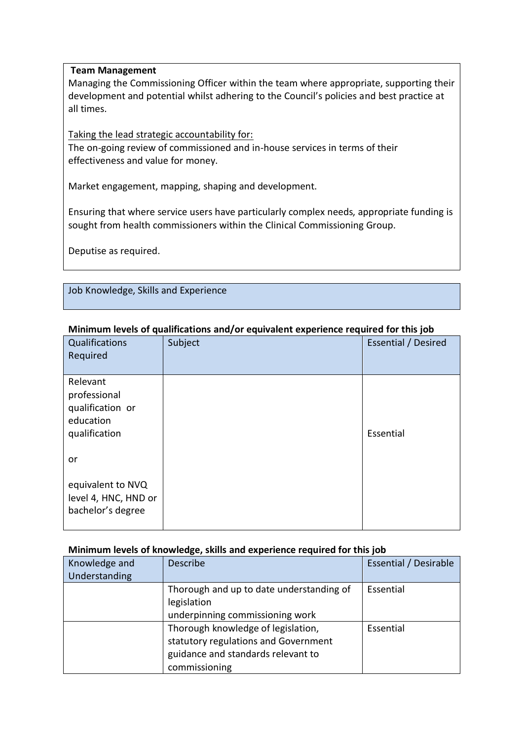**Team Management**

Managing the Commissioning Officer within the team where appropriate, supporting their development and potential whilst adhering to the Council's policies and best practice at all times.

Taking the lead strategic accountability for:

The on-going review of commissioned and in-house services in terms of their effectiveness and value for money.

Market engagement, mapping, shaping and development.

Ensuring that where service users have particularly complex needs, appropriate funding is sought from health commissioners within the Clinical Commissioning Group.

Deputise as required.

## Job Knowledge, Skills and Experience

**Minimum levels of qualifications and/or equivalent experience required for this job**

| Qualifications Required | Subject | Essential / Desired |
|---|---|---|
| Relevant professional qualification or education qualification<br><br>or<br><br>equivalent to NVQ level 4, HNC, HND or bachelor's degree | | Essential |

**Minimum levels of knowledge, skills and experience required for this job**

| Knowledge and Understanding | Describe | Essential / Desirable |
|---|---|---|
| | Thorough and up to date understanding of legislation underpinning commissioning work | Essential |
| | Thorough knowledge of legislation, statutory regulations and Government guidance and standards relevant to commissioning | Essential |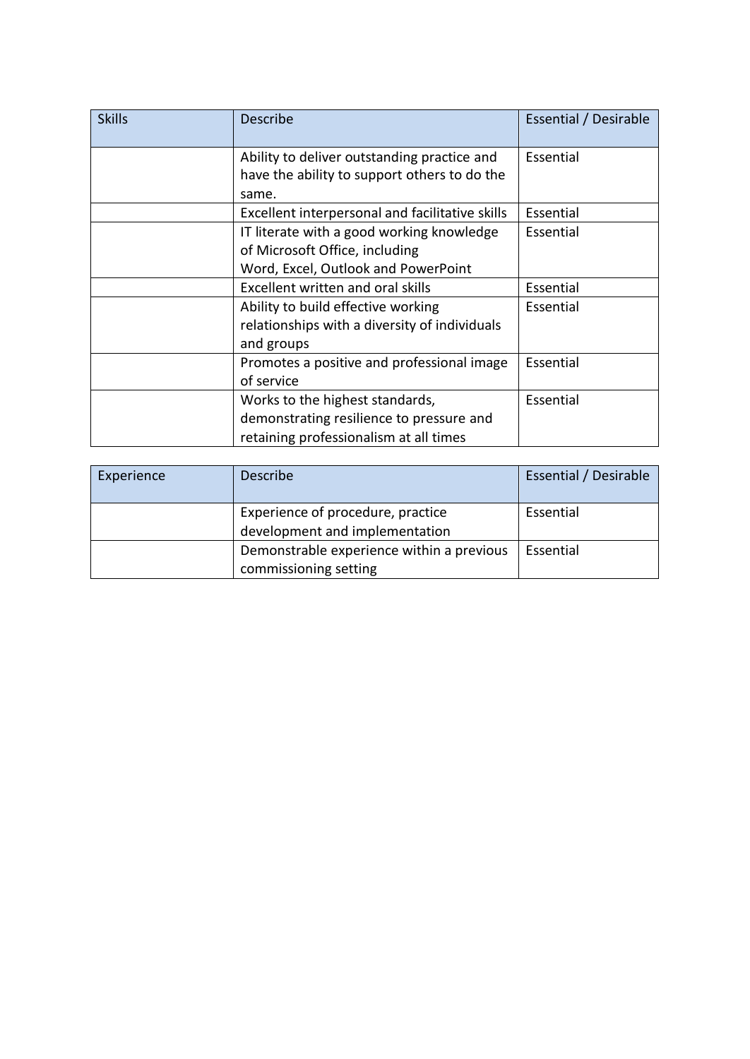| Skills | Describe | Essential / Desirable |
|---|---|---|
| | Ability to deliver outstanding practice and have the ability to support others to do the same. | Essential |
| | Excellent interpersonal and facilitative skills | Essential |
| | IT literate with a good working knowledge of Microsoft Office, including Word, Excel, Outlook and PowerPoint | Essential |
| | Excellent written and oral skills | Essential |
| | Ability to build effective working relationships with a diversity of individuals and groups | Essential |
| | Promotes a positive and professional image of service | Essential |
| | Works to the highest standards, demonstrating resilience to pressure and retaining professionalism at all times | Essential |

| Experience | Describe | Essential / Desirable |
|---|---|---|
| | Experience of procedure, practice development and implementation | Essential |
| | Demonstrable experience within a previous commissioning setting | Essential |